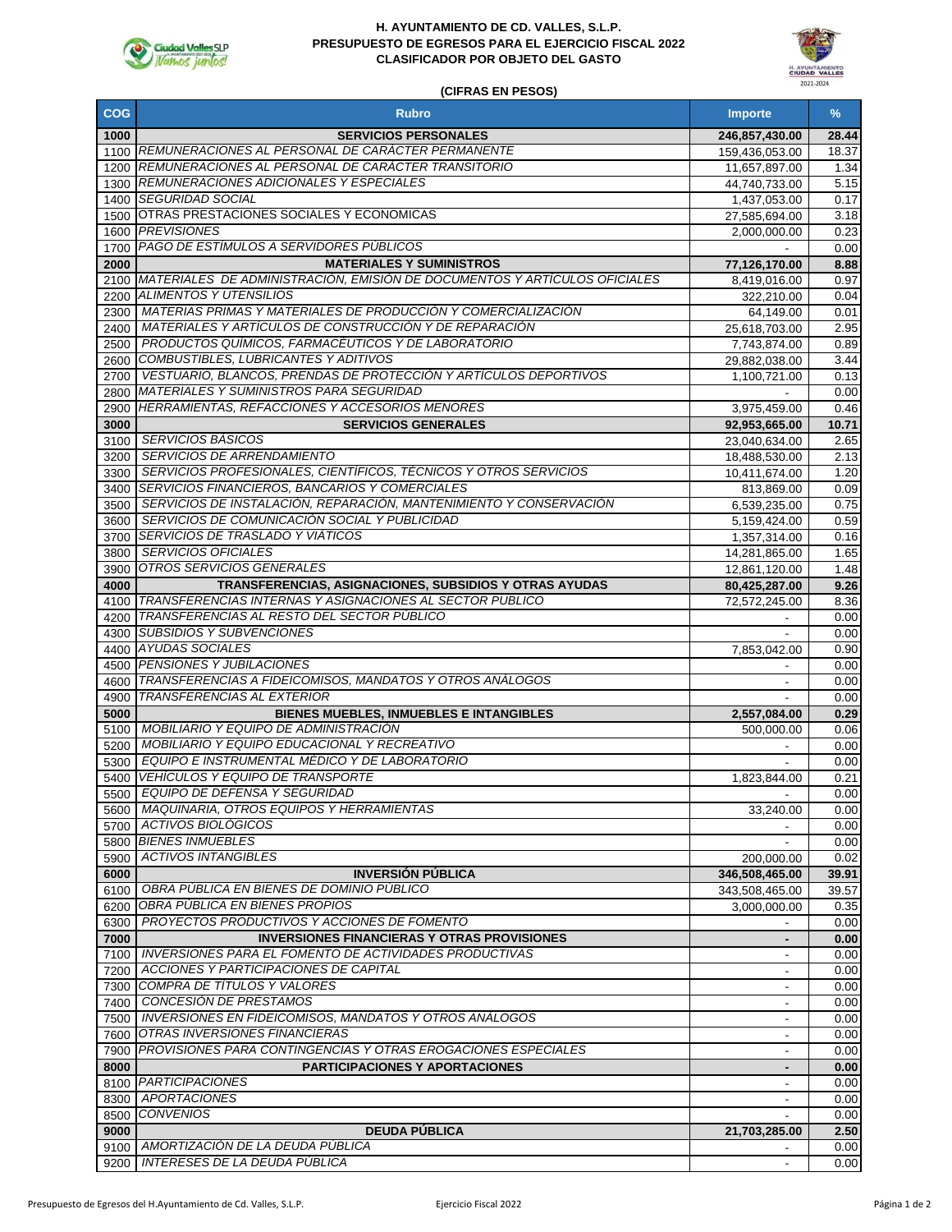# H. AYUNTAMIENTO DE CD. VALLES, S.L.P.
## PRESUPUESTO DE EGRESOS PARA EL EJERCICIO FISCAL 2022
## CLASIFICADOR POR OBJETO DEL GASTO

**(CIFRAS EN PESOS)**

| COG | Rubro | Importe | % |
|---|---|---|---|
| **1000** | **SERVICIOS PERSONALES** | **246,857,430.00** | **28.44** |
| 1100 | *REMUNERACIONES AL PERSONAL DE CARÁCTER PERMANENTE* | 159,436,053.00 | 18.37 |
| 1200 | *REMUNERACIONES AL PERSONAL DE CARÁCTER TRANSITORIO* | 11,657,897.00 | 1.34 |
| 1300 | *REMUNERACIONES ADICIONALES Y ESPECIALES* | 44,740,733.00 | 5.15 |
| 1400 | *SEGURIDAD SOCIAL* | 1,437,053.00 | 0.17 |
| 1500 | OTRAS PRESTACIONES SOCIALES Y ECONÓMICAS | 27,585,694.00 | 3.18 |
| 1600 | *PREVISIONES* | 2,000,000.00 | 0.23 |
| 1700 | *PAGO DE ESTÍMULOS A SERVIDORES PÚBLICOS* | - | 0.00 |
| **2000** | **MATERIALES Y SUMINISTROS** | **77,126,170.00** | **8.88** |
| 2100 | *MATERIALES DE ADMINISTRACIÓN, EMISIÓN DE DOCUMENTOS Y ARTÍCULOS OFICIALES* | 8,419,016.00 | 0.97 |
| 2200 | *ALIMENTOS Y UTENSILIOS* | 322,210.00 | 0.04 |
| 2300 | *MATERIAS PRIMAS Y MATERIALES DE PRODUCCIÓN Y COMERCIALIZACIÓN* | 64,149.00 | 0.01 |
| 2400 | *MATERIALES Y ARTÍCULOS DE CONSTRUCCIÓN Y DE REPARACIÓN* | 25,618,703.00 | 2.95 |
| 2500 | *PRODUCTOS QUÍMICOS, FARMACÉUTICOS Y DE LABORATORIO* | 7,743,874.00 | 0.89 |
| 2600 | *COMBUSTIBLES, LUBRICANTES Y ADITIVOS* | 29,882,038.00 | 3.44 |
| 2700 | *VESTUARIO, BLANCOS, PRENDAS DE PROTECCIÓN Y ARTÍCULOS DEPORTIVOS* | 1,100,721.00 | 0.13 |
| 2800 | *MATERIALES Y SUMINISTROS PARA SEGURIDAD* | - | 0.00 |
| 2900 | *HERRAMIENTAS, REFACCIONES Y ACCESORIOS MENORES* | 3,975,459.00 | 0.46 |
| **3000** | **SERVICIOS GENERALES** | **92,953,665.00** | **10.71** |
| 3100 | *SERVICIOS BÁSICOS* | 23,040,634.00 | 2.65 |
| 3200 | *SERVICIOS DE ARRENDAMIENTO* | 18,488,530.00 | 2.13 |
| 3300 | *SERVICIOS PROFESIONALES, CIENTÍFICOS, TÉCNICOS Y OTROS SERVICIOS* | 10,411,674.00 | 1.20 |
| 3400 | *SERVICIOS FINANCIEROS, BANCARIOS Y COMERCIALES* | 813,869.00 | 0.09 |
| 3500 | *SERVICIOS DE INSTALACIÓN, REPARACIÓN, MANTENIMIENTO Y CONSERVACIÓN* | 6,539,235.00 | 0.75 |
| 3600 | *SERVICIOS DE COMUNICACIÓN SOCIAL Y PUBLICIDAD* | 5,159,424.00 | 0.59 |
| 3700 | *SERVICIOS DE TRASLADO Y VIÁTICOS* | 1,357,314.00 | 0.16 |
| 3800 | *SERVICIOS OFICIALES* | 14,281,865.00 | 1.65 |
| 3900 | *OTROS SERVICIOS GENERALES* | 12,861,120.00 | 1.48 |
| **4000** | **TRANSFERENCIAS, ASIGNACIONES, SUBSIDIOS Y OTRAS AYUDAS** | **80,425,287.00** | **9.26** |
| 4100 | *TRANSFERENCIAS INTERNAS Y ASIGNACIONES AL SECTOR PÚBLICO* | 72,572,245.00 | 8.36 |
| 4200 | *TRANSFERENCIAS AL RESTO DEL SECTOR PÚBLICO* | - | 0.00 |
| 4300 | *SUBSIDIOS Y SUBVENCIONES* | - | 0.00 |
| 4400 | *AYUDAS SOCIALES* | 7,853,042.00 | 0.90 |
| 4500 | *PENSIONES Y JUBILACIONES* | - | 0.00 |
| 4600 | *TRANSFERENCIAS A FIDEICOMISOS, MANDATOS Y OTROS ANÁLOGOS* | - | 0.00 |
| 4900 | *TRANSFERENCIAS AL EXTERIOR* | - | 0.00 |
| **5000** | **BIENES MUEBLES, INMUEBLES E INTANGIBLES** | **2,557,084.00** | **0.29** |
| 5100 | *MOBILIARIO Y EQUIPO DE ADMINISTRACIÓN* | 500,000.00 | 0.06 |
| 5200 | *MOBILIARIO Y EQUIPO EDUCACIONAL Y RECREATIVO* | - | 0.00 |
| 5300 | *EQUIPO E INSTRUMENTAL MÉDICO Y DE LABORATORIO* | - | 0.00 |
| 5400 | *VEHÍCULOS Y EQUIPO DE TRANSPORTE* | 1,823,844.00 | 0.21 |
| 5500 | *EQUIPO DE DEFENSA Y SEGURIDAD* | - | 0.00 |
| 5600 | *MAQUINARIA, OTROS EQUIPOS Y HERRAMIENTAS* | 33,240.00 | 0.00 |
| 5700 | *ACTIVOS BIOLÓGICOS* | - | 0.00 |
| 5800 | *BIENES INMUEBLES* | - | 0.00 |
| 5900 | *ACTIVOS INTANGIBLES* | 200,000.00 | 0.02 |
| **6000** | **INVERSIÓN PÚBLICA** | **346,508,465.00** | **39.91** |
| 6100 | *OBRA PÚBLICA EN BIENES DE DOMINIO PÚBLICO* | 343,508,465.00 | 39.57 |
| 6200 | *OBRA PÚBLICA EN BIENES PROPIOS* | 3,000,000.00 | 0.35 |
| 6300 | *PROYECTOS PRODUCTIVOS Y ACCIONES DE FOMENTO* | - | 0.00 |
| **7000** | **INVERSIONES FINANCIERAS Y OTRAS PROVISIONES** | **-** | **0.00** |
| 7100 | *INVERSIONES PARA EL FOMENTO DE ACTIVIDADES PRODUCTIVAS* | - | 0.00 |
| 7200 | *ACCIONES Y PARTICIPACIONES DE CAPITAL* | - | 0.00 |
| 7300 | *COMPRA DE TÍTULOS Y VALORES* | - | 0.00 |
| 7400 | *CONCESIÓN DE PRÉSTAMOS* | - | 0.00 |
| 7500 | *INVERSIONES EN FIDEICOMISOS, MANDATOS Y OTROS ANÁLOGOS* | - | 0.00 |
| 7600 | *OTRAS INVERSIONES FINANCIERAS* | - | 0.00 |
| 7900 | *PROVISIONES PARA CONTINGENCIAS Y OTRAS EROGACIONES ESPECIALES* | - | 0.00 |
| **8000** | **PARTICIPACIONES Y APORTACIONES** | **-** | **0.00** |
| 8100 | *PARTICIPACIONES* | - | 0.00 |
| 8300 | *APORTACIONES* | - | 0.00 |
| 8500 | *CONVENIOS* | - | 0.00 |
| **9000** | **DEUDA PÚBLICA** | **21,703,285.00** | **2.50** |
| 9100 | *AMORTIZACIÓN DE LA DEUDA PÚBLICA* | - | 0.00 |
| 9200 | *INTERESES DE LA DEUDA PÚBLICA* | - | 0.00 |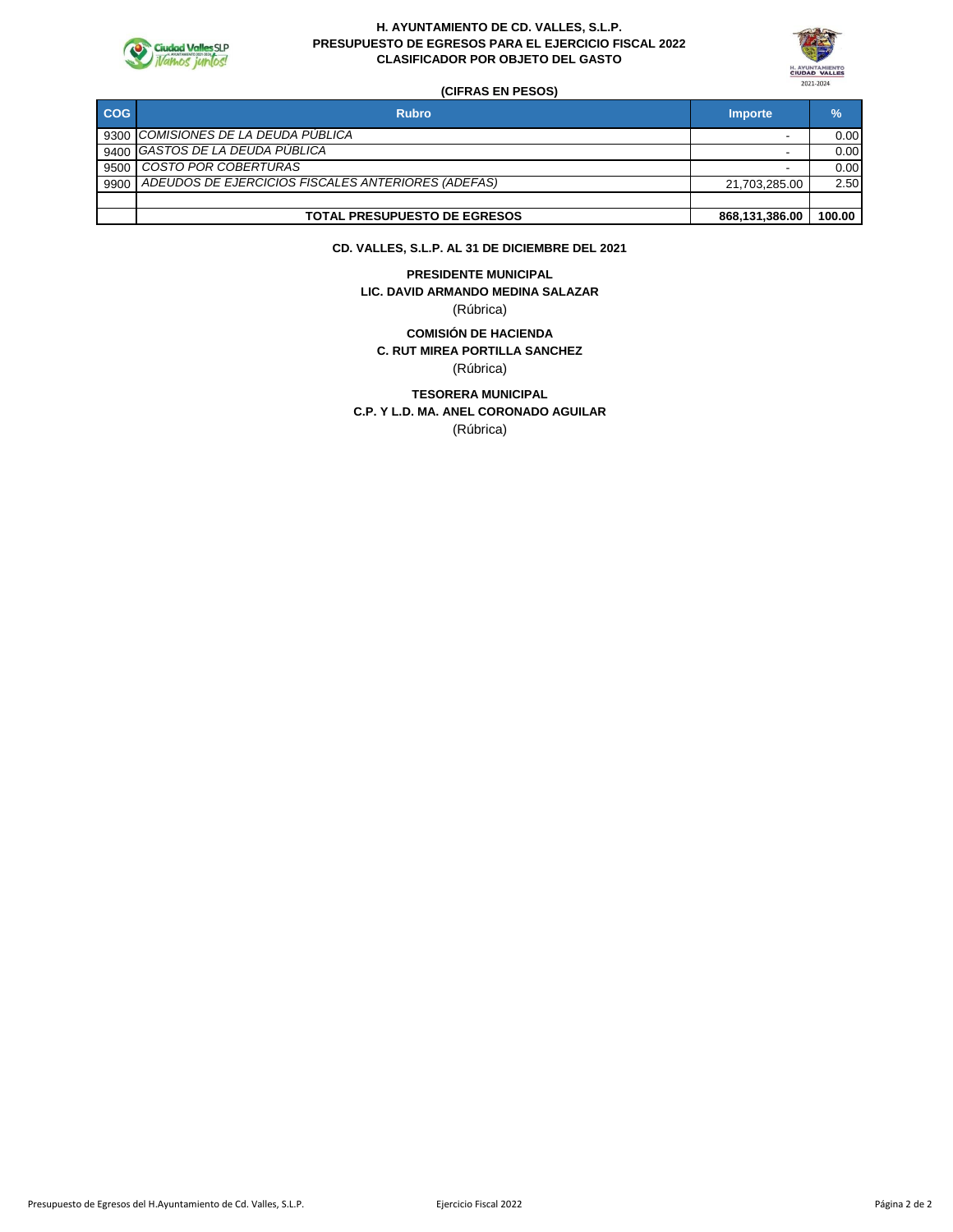**H. AYUNTAMIENTO DE CD. VALLES, S.L.P.**
**PRESUPUESTO DE EGRESOS PARA EL EJERCICIO FISCAL 2022**
**CLASIFICADOR POR OBJETO DEL GASTO**

**(CIFRAS EN PESOS)**

| COG | Rubro | Importe | % |
|---|---|---|---|
| 9300 | *COMISIONES DE LA DEUDA PÚBLICA* | - | 0.00 |
| 9400 | *GASTOS DE LA DEUDA PÚBLICA* | - | 0.00 |
| 9500 | *COSTO POR COBERTURAS* | - | 0.00 |
| 9900 | *ADEUDOS DE EJERCICIOS FISCALES ANTERIORES (ADEFAS)* | 21,703,285.00 | 2.50 |
| | | | |
| | **TOTAL PRESUPUESTO DE EGRESOS** | **868,131,386.00** | **100.00** |

**CD. VALLES, S.L.P. AL 31 DE DICIEMBRE DEL 2021**

**PRESIDENTE MUNICIPAL**
**LIC. DAVID ARMANDO MEDINA SALAZAR**
(Rúbrica)

**COMISIÓN DE HACIENDA**
**C. RUT MIREA PORTILLA SANCHEZ**
(Rúbrica)

**TESORERA MUNICIPAL**
**C.P. Y L.D. MA. ANEL CORONADO AGUILAR**
(Rúbrica)